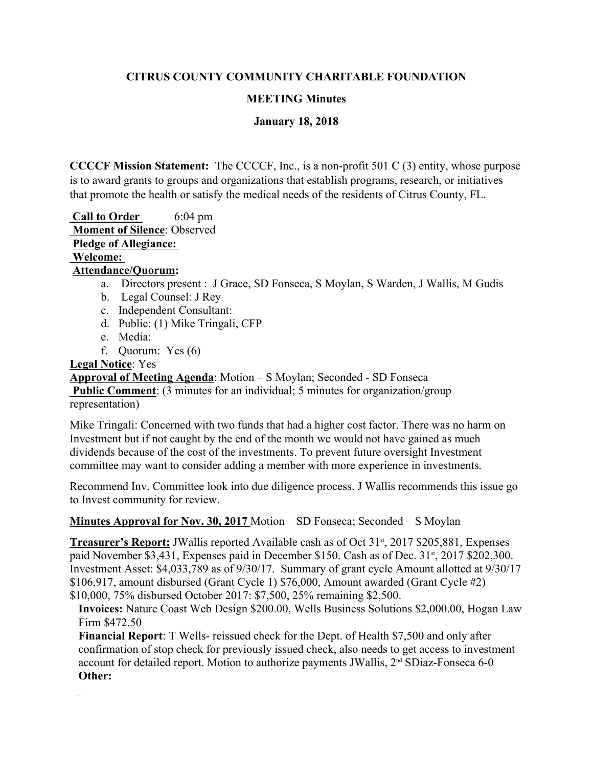# CITRUS COUNTY COMMUNITY CHARITABLE FOUNDATION

## MEETING Minutes

### January 18, 2018

**CCCCF Mission Statement:** The CCCCF, Inc., is a non-profit 501 C (3) entity, whose purpose is to award grants to groups and organizations that establish programs, research, or initiatives that promote the health or satisfy the medical needs of the residents of Citrus County, FL.

**Call to Order** 6:04 pm
**Moment of Silence**: Observed
**Pledge of Allegiance:**
**Welcome:**
**Attendance/Quorum:**

a. Directors present : J Grace, SD Fonseca, S Moylan, S Warden, J Wallis, M Gudis
b. Legal Counsel: J Rey
c. Independent Consultant:
d. Public: (1) Mike Tringali, CFP
e. Media:
f. Quorum: Yes (6)

**Legal Notice**: Yes
**Approval of Meeting Agenda**: Motion – S Moylan; Seconded - SD Fonseca
**Public Comment**: (3 minutes for an individual; 5 minutes for organization/group representation)

Mike Tringali: Concerned with two funds that had a higher cost factor. There was no harm on Investment but if not caught by the end of the month we would not have gained as much dividends because of the cost of the investments. To prevent future oversight Investment committee may want to consider adding a member with more experience in investments.

Recommend Inv. Committee look into due diligence process. J Wallis recommends this issue go to Invest community for review.

**Minutes Approval for Nov. 30, 2017** Motion – SD Fonseca; Seconded – S Moylan

**Treasurer's Report:** JWallis reported Available cash as of Oct 31st, 2017 $205,881, Expenses paid November $3,431, Expenses paid in December $150. Cash as of Dec. 31st, 2017 $202,300. Investment Asset: $4,033,789 as of 9/30/17. Summary of grant cycle Amount allotted at 9/30/17 $106,917, amount disbursed (Grant Cycle 1) $76,000, Amount awarded (Grant Cycle #2) $10,000, 75% disbursed October 2017: $7,500, 25% remaining $2,500.

**Invoices:** Nature Coast Web Design $200.00, Wells Business Solutions $2,000.00, Hogan Law Firm $472.50

**Financial Report**: T Wells- reissued check for the Dept. of Health $7,500 and only after confirmation of stop check for previously issued check, also needs to get access to investment account for detailed report. Motion to authorize payments JWallis, 2nd SDiaz-Fonseca 6-0

**Other:**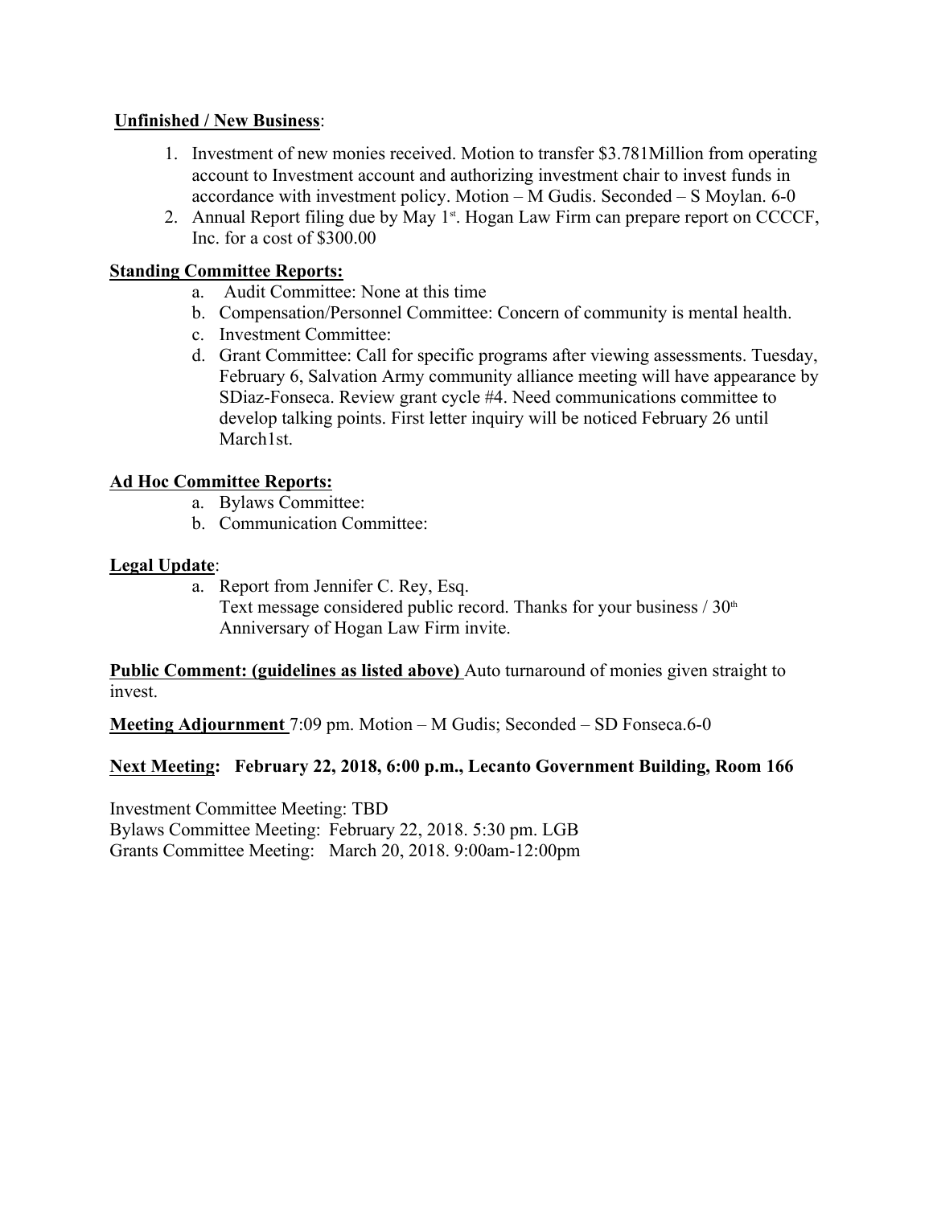**Unfinished / New Business**:

1. Investment of new monies received. Motion to transfer $3.781Million from operating account to Investment account and authorizing investment chair to invest funds in accordance with investment policy. Motion – M Gudis. Seconded – S Moylan. 6-0
2. Annual Report filing due by May 1st. Hogan Law Firm can prepare report on CCCCF, Inc. for a cost of $300.00

**Standing Committee Reports:**

a. Audit Committee: None at this time
b. Compensation/Personnel Committee: Concern of community is mental health.
c. Investment Committee:
d. Grant Committee: Call for specific programs after viewing assessments. Tuesday, February 6, Salvation Army community alliance meeting will have appearance by SDiaz-Fonseca. Review grant cycle #4. Need communications committee to develop talking points. First letter inquiry will be noticed February 26 until March1st.

**Ad Hoc Committee Reports:**

a. Bylaws Committee:
b. Communication Committee:

**Legal Update**:

a. Report from Jennifer C. Rey, Esq.
Text message considered public record. Thanks for your business / 30th Anniversary of Hogan Law Firm invite.

**Public Comment: (guidelines as listed above)** Auto turnaround of monies given straight to invest.

**Meeting Adjournment** 7:09 pm. Motion – M Gudis; Seconded – SD Fonseca.6-0

**Next Meeting: February 22, 2018, 6:00 p.m., Lecanto Government Building, Room 166**

Investment Committee Meeting: TBD
Bylaws Committee Meeting: February 22, 2018. 5:30 pm. LGB
Grants Committee Meeting: March 20, 2018. 9:00am-12:00pm